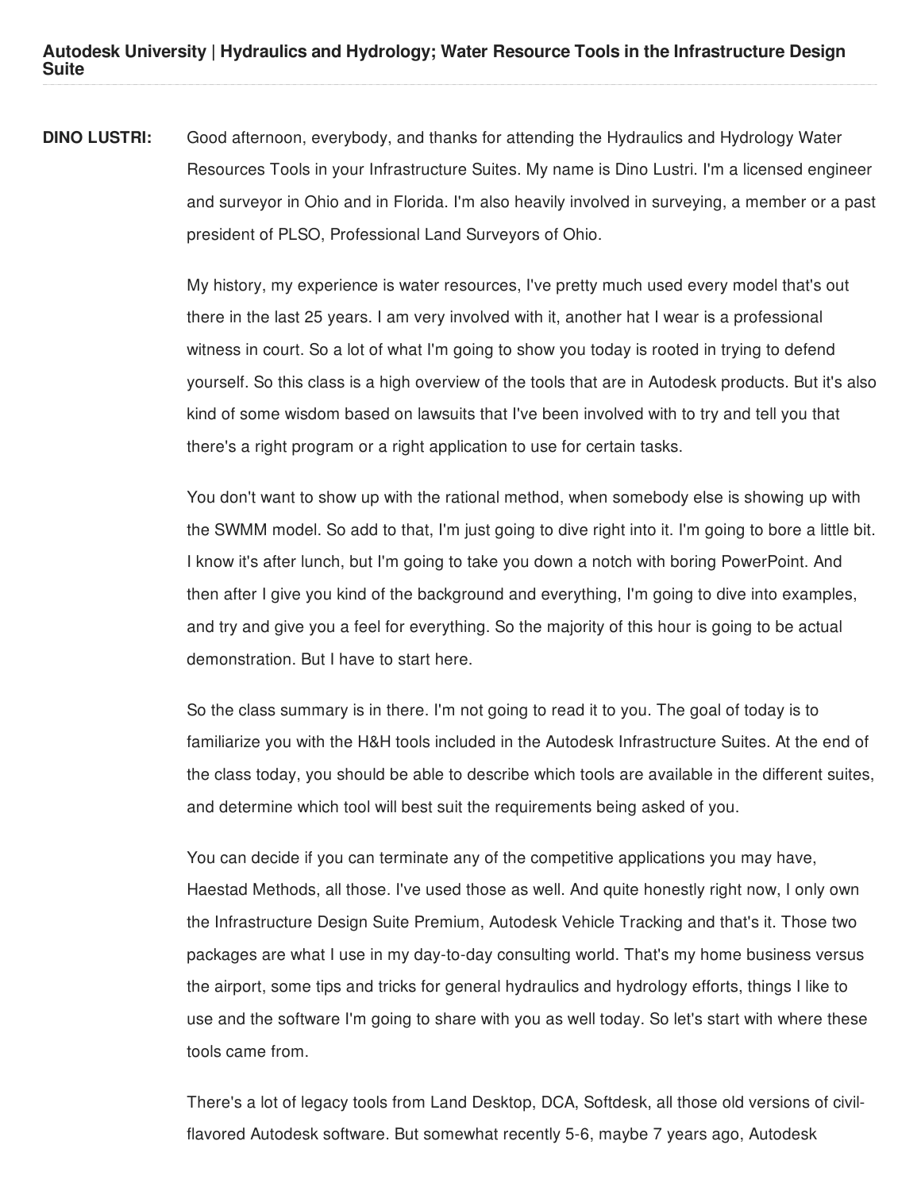**DINO LUSTRI:** Good afternoon, everybody, and thanks for attending the Hydraulics and Hydrology Water Resources Tools in your Infrastructure Suites. My name is Dino Lustri. I'm a licensed engineer and surveyor in Ohio and in Florida. I'm also heavily involved in surveying, a member or a past president of PLSO, Professional Land Surveyors of Ohio.

My history, my experience is water resources, I've pretty much used every model that's out there in the last 25 years. I am very involved with it, another hat I wear is a professional witness in court. So a lot of what I'm going to show you today is rooted in trying to defend yourself. So this class is a high overview of the tools that are in Autodesk products. But it's also kind of some wisdom based on lawsuits that I've been involved with to try and tell you that there's a right program or a right application to use for certain tasks.

You don't want to show up with the rational method, when somebody else is showing up with the SWMM model. So add to that, I'm just going to dive right into it. I'm going to bore a little bit. I know it's after lunch, but I'm going to take you down a notch with boring PowerPoint. And then after I give you kind of the background and everything, I'm going to dive into examples, and try and give you a feel for everything. So the majority of this hour is going to be actual demonstration. But I have to start here.

So the class summary is in there. I'm not going to read it to you. The goal of today is to familiarize you with the H&H tools included in the Autodesk Infrastructure Suites. At the end of the class today, you should be able to describe which tools are available in the different suites, and determine which tool will best suit the requirements being asked of you.

You can decide if you can terminate any of the competitive applications you may have, Haestad Methods, all those. I've used those as well. And quite honestly right now, I only own the Infrastructure Design Suite Premium, Autodesk Vehicle Tracking and that's it. Those two packages are what I use in my day-to-day consulting world. That's my home business versus the airport, some tips and tricks for general hydraulics and hydrology efforts, things I like to use and the software I'm going to share with you as well today. So let's start with where these tools came from.

There's a lot of legacy tools from Land Desktop, DCA, Softdesk, all those old versions of civil-flavored Autodesk software. But somewhat recently 5-6, maybe 7 years ago, Autodesk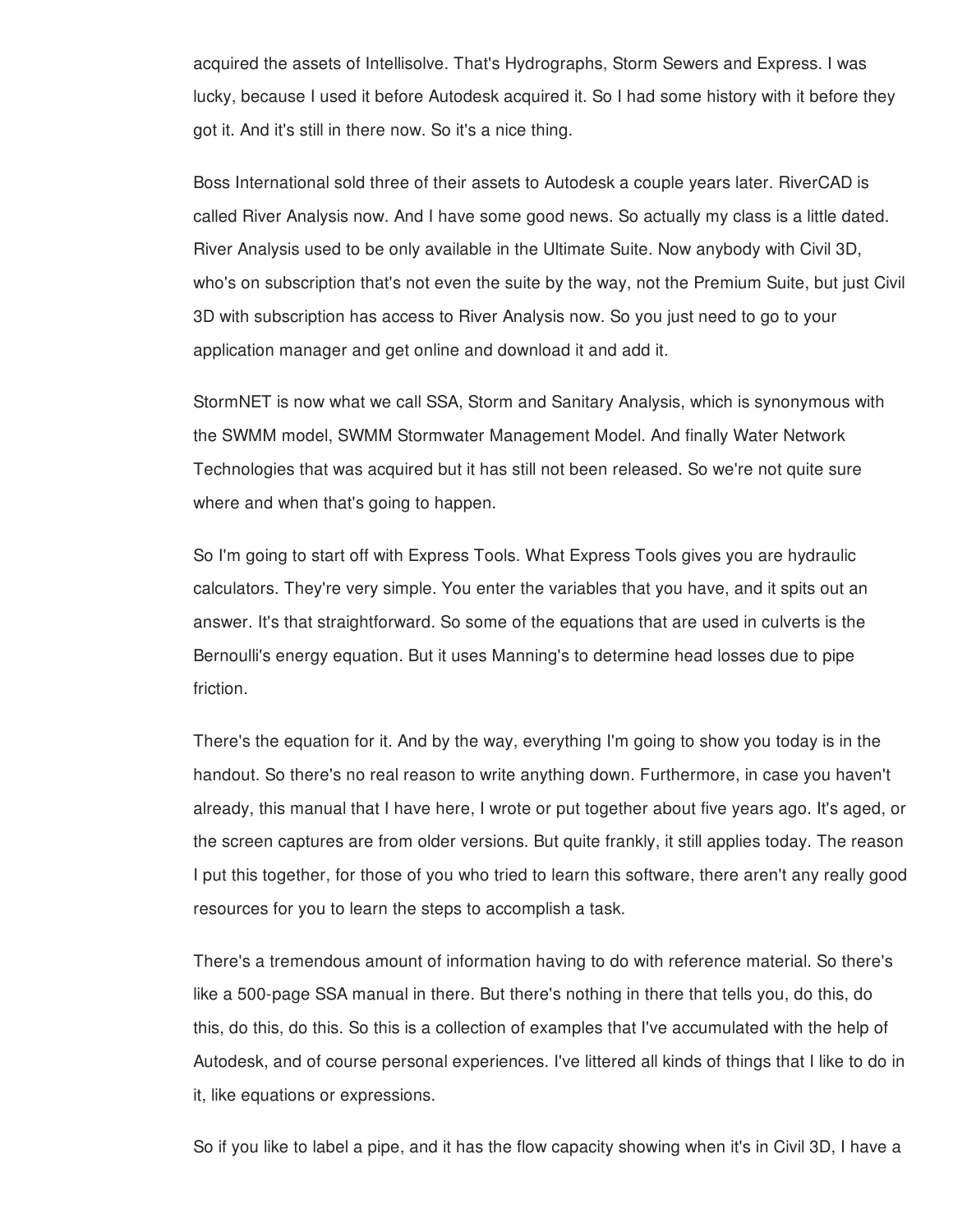acquired the assets of Intellisolve. That's Hydrographs, Storm Sewers and Express. I was lucky, because I used it before Autodesk acquired it. So I had some history with it before they got it. And it's still in there now. So it's a nice thing.

Boss International sold three of their assets to Autodesk a couple years later. RiverCAD is called River Analysis now. And I have some good news. So actually my class is a little dated. River Analysis used to be only available in the Ultimate Suite. Now anybody with Civil 3D, who's on subscription that's not even the suite by the way, not the Premium Suite, but just Civil 3D with subscription has access to River Analysis now. So you just need to go to your application manager and get online and download it and add it.

StormNET is now what we call SSA, Storm and Sanitary Analysis, which is synonymous with the SWMM model, SWMM Stormwater Management Model. And finally Water Network Technologies that was acquired but it has still not been released. So we're not quite sure where and when that's going to happen.

So I'm going to start off with Express Tools. What Express Tools gives you are hydraulic calculators. They're very simple. You enter the variables that you have, and it spits out an answer. It's that straightforward. So some of the equations that are used in culverts is the Bernoulli's energy equation. But it uses Manning's to determine head losses due to pipe friction.

There's the equation for it. And by the way, everything I'm going to show you today is in the handout. So there's no real reason to write anything down. Furthermore, in case you haven't already, this manual that I have here, I wrote or put together about five years ago. It's aged, or the screen captures are from older versions. But quite frankly, it still applies today. The reason I put this together, for those of you who tried to learn this software, there aren't any really good resources for you to learn the steps to accomplish a task.

There's a tremendous amount of information having to do with reference material. So there's like a 500-page SSA manual in there. But there's nothing in there that tells you, do this, do this, do this, do this. So this is a collection of examples that I've accumulated with the help of Autodesk, and of course personal experiences. I've littered all kinds of things that I like to do in it, like equations or expressions.

So if you like to label a pipe, and it has the flow capacity showing when it's in Civil 3D, I have a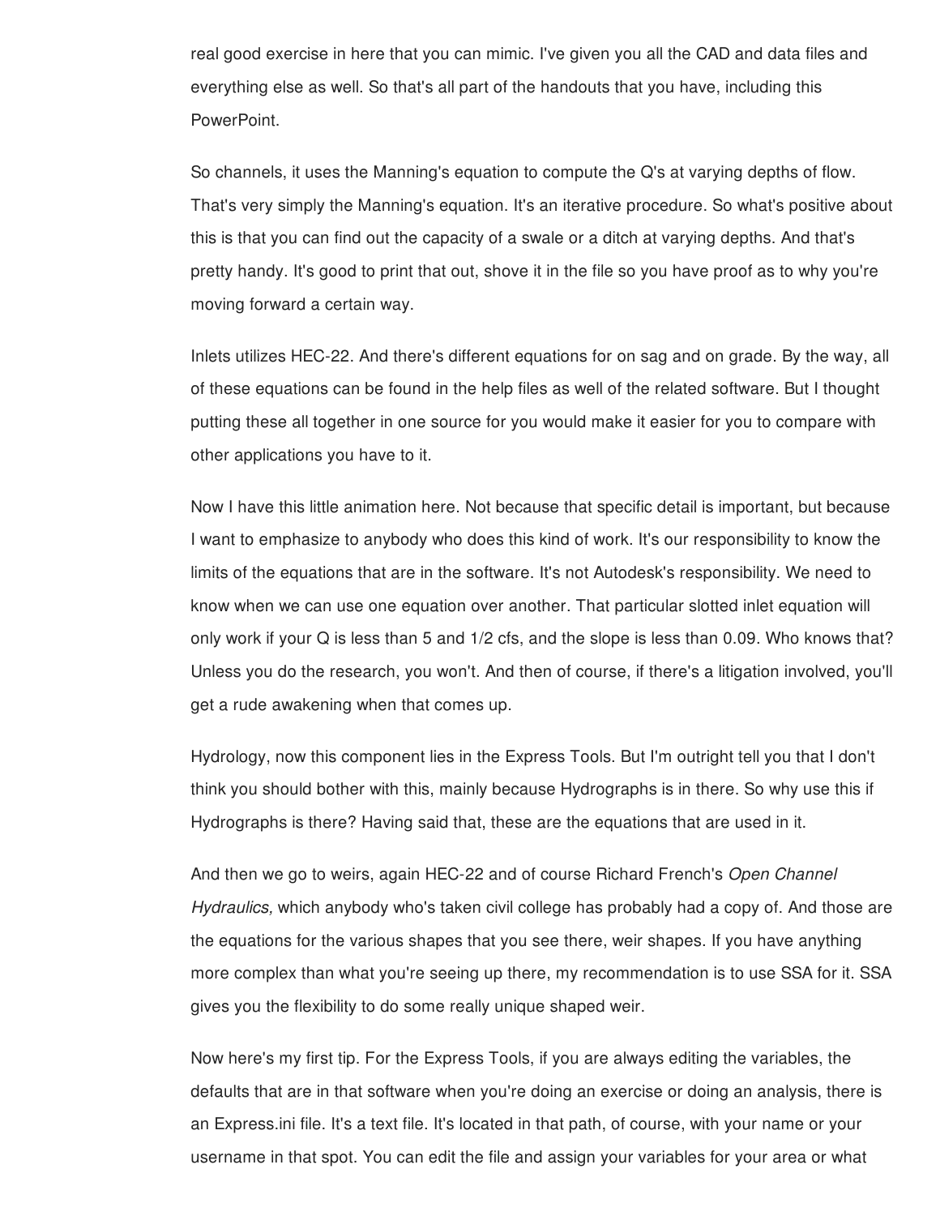real good exercise in here that you can mimic. I've given you all the CAD and data files and everything else as well. So that's all part of the handouts that you have, including this PowerPoint.

So channels, it uses the Manning's equation to compute the Q's at varying depths of flow. That's very simply the Manning's equation. It's an iterative procedure. So what's positive about this is that you can find out the capacity of a swale or a ditch at varying depths. And that's pretty handy. It's good to print that out, shove it in the file so you have proof as to why you're moving forward a certain way.

Inlets utilizes HEC-22. And there's different equations for on sag and on grade. By the way, all of these equations can be found in the help files as well of the related software. But I thought putting these all together in one source for you would make it easier for you to compare with other applications you have to it.

Now I have this little animation here. Not because that specific detail is important, but because I want to emphasize to anybody who does this kind of work. It's our responsibility to know the limits of the equations that are in the software. It's not Autodesk's responsibility. We need to know when we can use one equation over another. That particular slotted inlet equation will only work if your Q is less than 5 and 1/2 cfs, and the slope is less than 0.09. Who knows that? Unless you do the research, you won't. And then of course, if there's a litigation involved, you'll get a rude awakening when that comes up.

Hydrology, now this component lies in the Express Tools. But I'm outright tell you that I don't think you should bother with this, mainly because Hydrographs is in there. So why use this if Hydrographs is there? Having said that, these are the equations that are used in it.

And then we go to weirs, again HEC-22 and of course Richard French's *Open Channel Hydraulics,* which anybody who's taken civil college has probably had a copy of. And those are the equations for the various shapes that you see there, weir shapes. If you have anything more complex than what you're seeing up there, my recommendation is to use SSA for it. SSA gives you the flexibility to do some really unique shaped weir.

Now here's my first tip. For the Express Tools, if you are always editing the variables, the defaults that are in that software when you're doing an exercise or doing an analysis, there is an Express.ini file. It's a text file. It's located in that path, of course, with your name or your username in that spot. You can edit the file and assign your variables for your area or what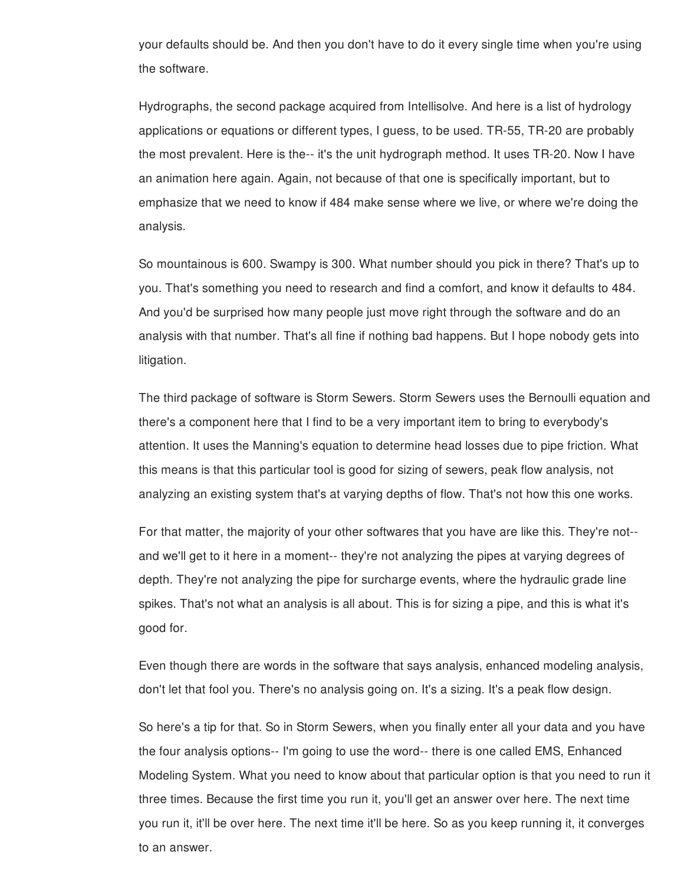your defaults should be. And then you don't have to do it every single time when you're using the software.

Hydrographs, the second package acquired from Intellisolve. And here is a list of hydrology applications or equations or different types, I guess, to be used. TR-55, TR-20 are probably the most prevalent. Here is the-- it's the unit hydrograph method. It uses TR-20. Now I have an animation here again. Again, not because of that one is specifically important, but to emphasize that we need to know if 484 make sense where we live, or where we're doing the analysis.

So mountainous is 600. Swampy is 300. What number should you pick in there? That's up to you. That's something you need to research and find a comfort, and know it defaults to 484. And you'd be surprised how many people just move right through the software and do an analysis with that number. That's all fine if nothing bad happens. But I hope nobody gets into litigation.

The third package of software is Storm Sewers. Storm Sewers uses the Bernoulli equation and there's a component here that I find to be a very important item to bring to everybody's attention. It uses the Manning's equation to determine head losses due to pipe friction. What this means is that this particular tool is good for sizing of sewers, peak flow analysis, not analyzing an existing system that's at varying depths of flow. That's not how this one works.

For that matter, the majority of your other softwares that you have are like this. They're not-- and we'll get to it here in a moment-- they're not analyzing the pipes at varying degrees of depth. They're not analyzing the pipe for surcharge events, where the hydraulic grade line spikes. That's not what an analysis is all about. This is for sizing a pipe, and this is what it's good for.

Even though there are words in the software that says analysis, enhanced modeling analysis, don't let that fool you. There's no analysis going on. It's a sizing. It's a peak flow design.

So here's a tip for that. So in Storm Sewers, when you finally enter all your data and you have the four analysis options-- I'm going to use the word-- there is one called EMS, Enhanced Modeling System. What you need to know about that particular option is that you need to run it three times. Because the first time you run it, you'll get an answer over here. The next time you run it, it'll be over here. The next time it'll be here. So as you keep running it, it converges to an answer.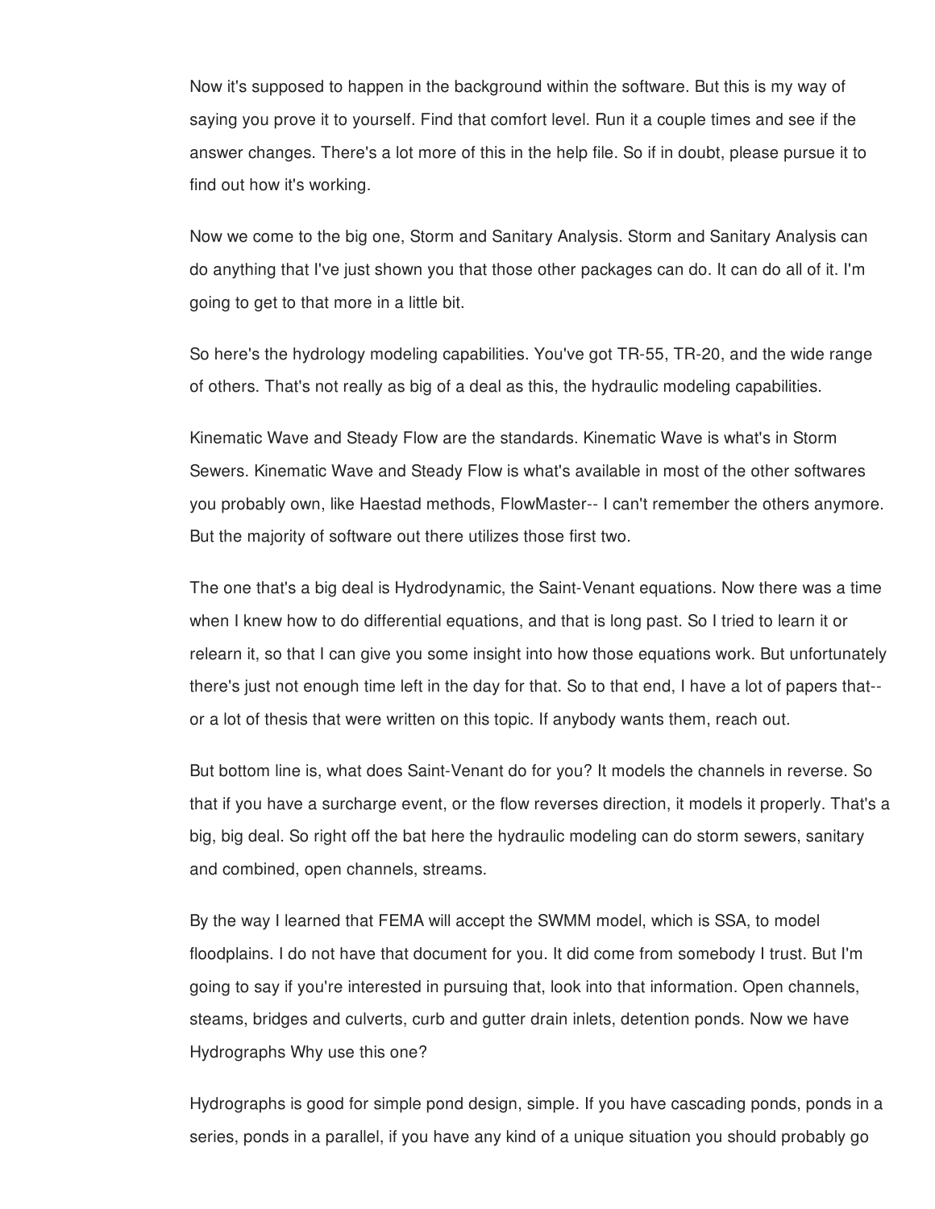Now it's supposed to happen in the background within the software. But this is my way of saying you prove it to yourself. Find that comfort level. Run it a couple times and see if the answer changes. There's a lot more of this in the help file. So if in doubt, please pursue it to find out how it's working.

Now we come to the big one, Storm and Sanitary Analysis. Storm and Sanitary Analysis can do anything that I've just shown you that those other packages can do. It can do all of it. I'm going to get to that more in a little bit.

So here's the hydrology modeling capabilities. You've got TR-55, TR-20, and the wide range of others. That's not really as big of a deal as this, the hydraulic modeling capabilities.

Kinematic Wave and Steady Flow are the standards. Kinematic Wave is what's in Storm Sewers. Kinematic Wave and Steady Flow is what's available in most of the other softwares you probably own, like Haestad methods, FlowMaster-- I can't remember the others anymore. But the majority of software out there utilizes those first two.

The one that's a big deal is Hydrodynamic, the Saint-Venant equations. Now there was a time when I knew how to do differential equations, and that is long past. So I tried to learn it or relearn it, so that I can give you some insight into how those equations work. But unfortunately there's just not enough time left in the day for that. So to that end, I have a lot of papers that-- or a lot of thesis that were written on this topic. If anybody wants them, reach out.

But bottom line is, what does Saint-Venant do for you? It models the channels in reverse. So that if you have a surcharge event, or the flow reverses direction, it models it properly. That's a big, big deal. So right off the bat here the hydraulic modeling can do storm sewers, sanitary and combined, open channels, streams.

By the way I learned that FEMA will accept the SWMM model, which is SSA, to model floodplains. I do not have that document for you. It did come from somebody I trust. But I'm going to say if you're interested in pursuing that, look into that information. Open channels, steams, bridges and culverts, curb and gutter drain inlets, detention ponds. Now we have Hydrographs Why use this one?

Hydrographs is good for simple pond design, simple. If you have cascading ponds, ponds in a series, ponds in a parallel, if you have any kind of a unique situation you should probably go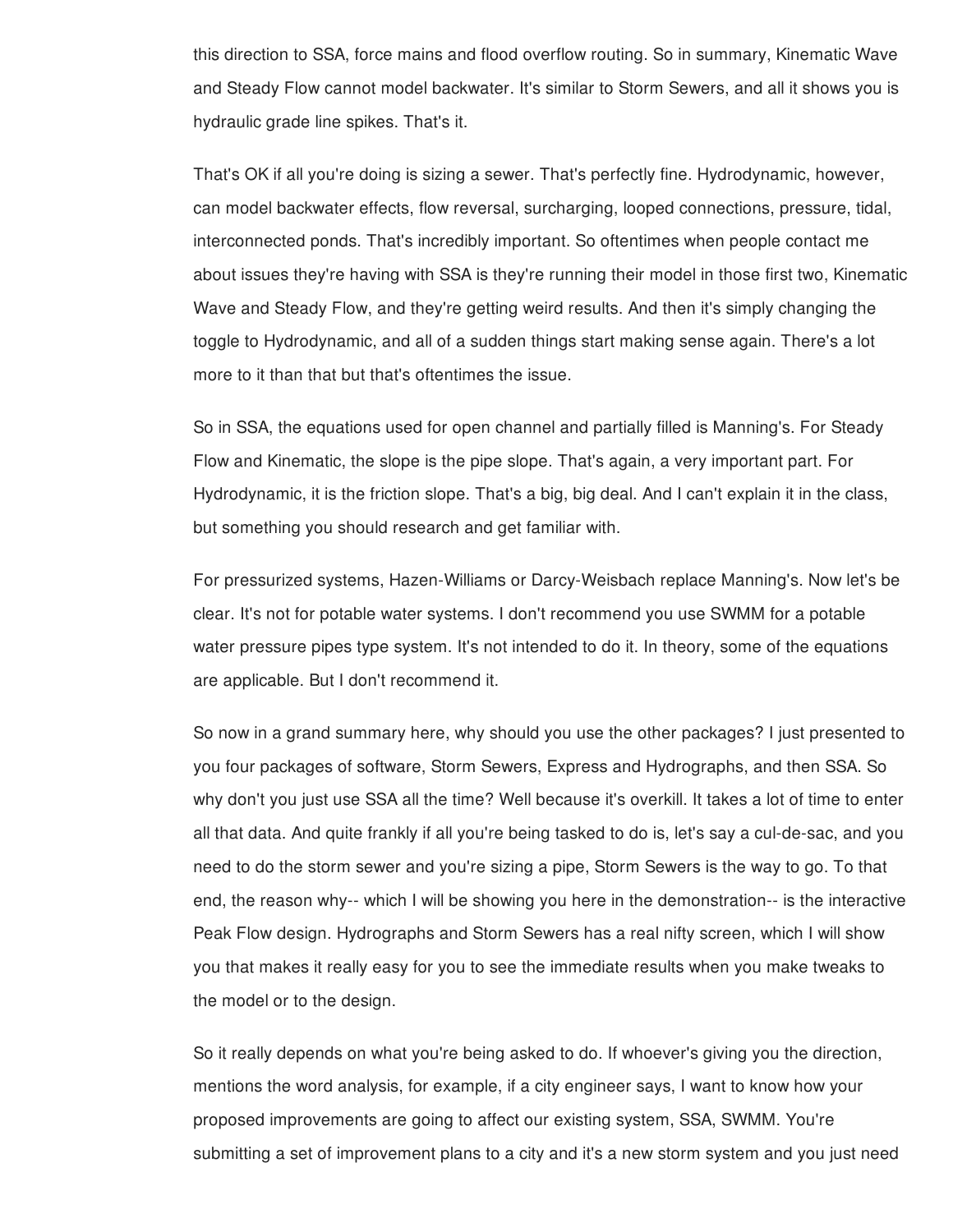this direction to SSA, force mains and flood overflow routing. So in summary, Kinematic Wave and Steady Flow cannot model backwater. It's similar to Storm Sewers, and all it shows you is hydraulic grade line spikes. That's it.

That's OK if all you're doing is sizing a sewer. That's perfectly fine. Hydrodynamic, however, can model backwater effects, flow reversal, surcharging, looped connections, pressure, tidal, interconnected ponds. That's incredibly important. So oftentimes when people contact me about issues they're having with SSA is they're running their model in those first two, Kinematic Wave and Steady Flow, and they're getting weird results. And then it's simply changing the toggle to Hydrodynamic, and all of a sudden things start making sense again. There's a lot more to it than that but that's oftentimes the issue.

So in SSA, the equations used for open channel and partially filled is Manning's. For Steady Flow and Kinematic, the slope is the pipe slope. That's again, a very important part. For Hydrodynamic, it is the friction slope. That's a big, big deal. And I can't explain it in the class, but something you should research and get familiar with.

For pressurized systems, Hazen-Williams or Darcy-Weisbach replace Manning's. Now let's be clear. It's not for potable water systems. I don't recommend you use SWMM for a potable water pressure pipes type system. It's not intended to do it. In theory, some of the equations are applicable. But I don't recommend it.

So now in a grand summary here, why should you use the other packages? I just presented to you four packages of software, Storm Sewers, Express and Hydrographs, and then SSA. So why don't you just use SSA all the time? Well because it's overkill. It takes a lot of time to enter all that data. And quite frankly if all you're being tasked to do is, let's say a cul-de-sac, and you need to do the storm sewer and you're sizing a pipe, Storm Sewers is the way to go. To that end, the reason why-- which I will be showing you here in the demonstration-- is the interactive Peak Flow design. Hydrographs and Storm Sewers has a real nifty screen, which I will show you that makes it really easy for you to see the immediate results when you make tweaks to the model or to the design.

So it really depends on what you're being asked to do. If whoever's giving you the direction, mentions the word analysis, for example, if a city engineer says, I want to know how your proposed improvements are going to affect our existing system, SSA, SWMM. You're submitting a set of improvement plans to a city and it's a new storm system and you just need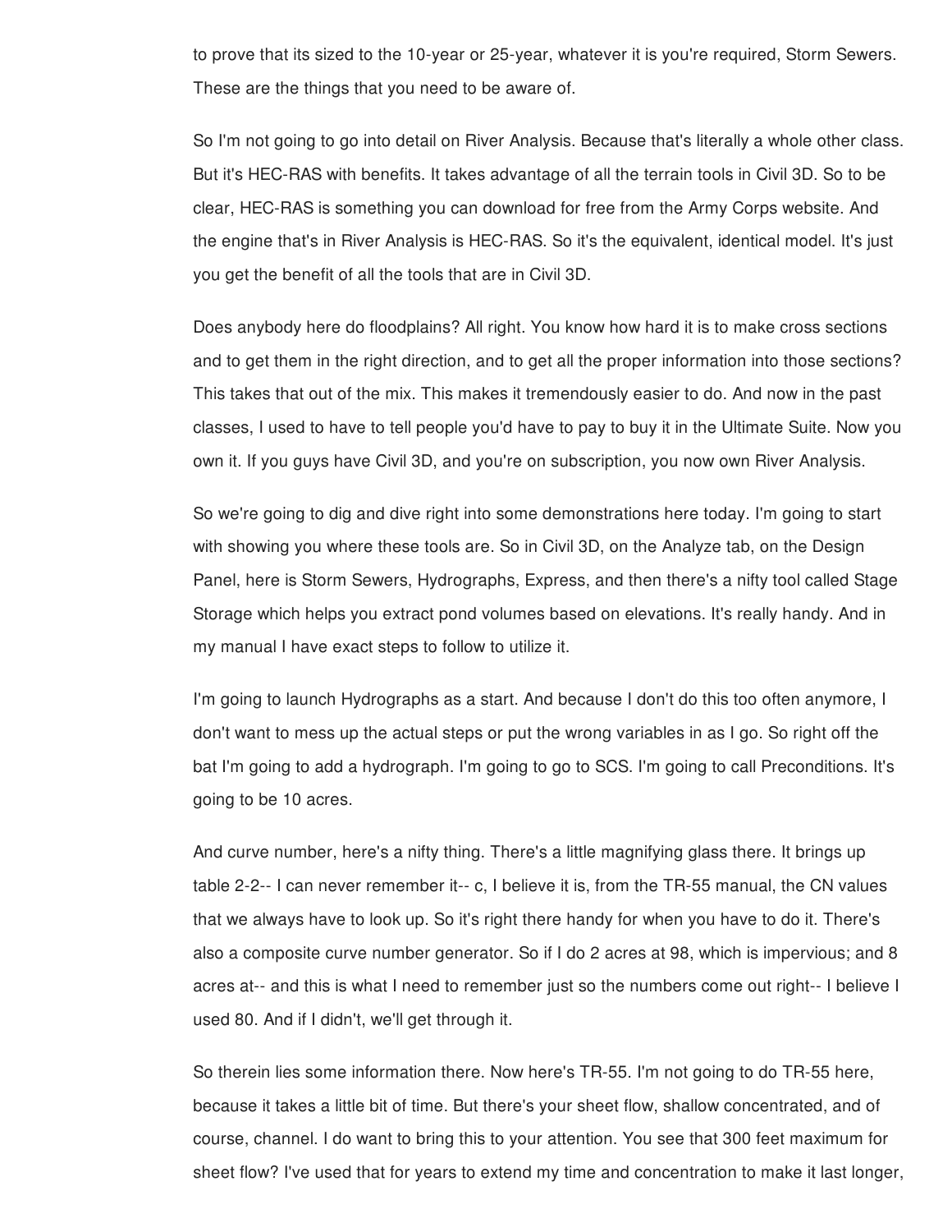to prove that its sized to the 10-year or 25-year, whatever it is you're required, Storm Sewers. These are the things that you need to be aware of.

So I'm not going to go into detail on River Analysis. Because that's literally a whole other class. But it's HEC-RAS with benefits. It takes advantage of all the terrain tools in Civil 3D. So to be clear, HEC-RAS is something you can download for free from the Army Corps website. And the engine that's in River Analysis is HEC-RAS. So it's the equivalent, identical model. It's just you get the benefit of all the tools that are in Civil 3D.

Does anybody here do floodplains? All right. You know how hard it is to make cross sections and to get them in the right direction, and to get all the proper information into those sections? This takes that out of the mix. This makes it tremendously easier to do. And now in the past classes, I used to have to tell people you'd have to pay to buy it in the Ultimate Suite. Now you own it. If you guys have Civil 3D, and you're on subscription, you now own River Analysis.

So we're going to dig and dive right into some demonstrations here today. I'm going to start with showing you where these tools are. So in Civil 3D, on the Analyze tab, on the Design Panel, here is Storm Sewers, Hydrographs, Express, and then there's a nifty tool called Stage Storage which helps you extract pond volumes based on elevations. It's really handy. And in my manual I have exact steps to follow to utilize it.

I'm going to launch Hydrographs as a start. And because I don't do this too often anymore, I don't want to mess up the actual steps or put the wrong variables in as I go. So right off the bat I'm going to add a hydrograph. I'm going to go to SCS. I'm going to call Preconditions. It's going to be 10 acres.

And curve number, here's a nifty thing. There's a little magnifying glass there. It brings up table 2-2-- I can never remember it-- c, I believe it is, from the TR-55 manual, the CN values that we always have to look up. So it's right there handy for when you have to do it. There's also a composite curve number generator. So if I do 2 acres at 98, which is impervious; and 8 acres at-- and this is what I need to remember just so the numbers come out right-- I believe I used 80. And if I didn't, we'll get through it.

So therein lies some information there. Now here's TR-55. I'm not going to do TR-55 here, because it takes a little bit of time. But there's your sheet flow, shallow concentrated, and of course, channel. I do want to bring this to your attention. You see that 300 feet maximum for sheet flow? I've used that for years to extend my time and concentration to make it last longer,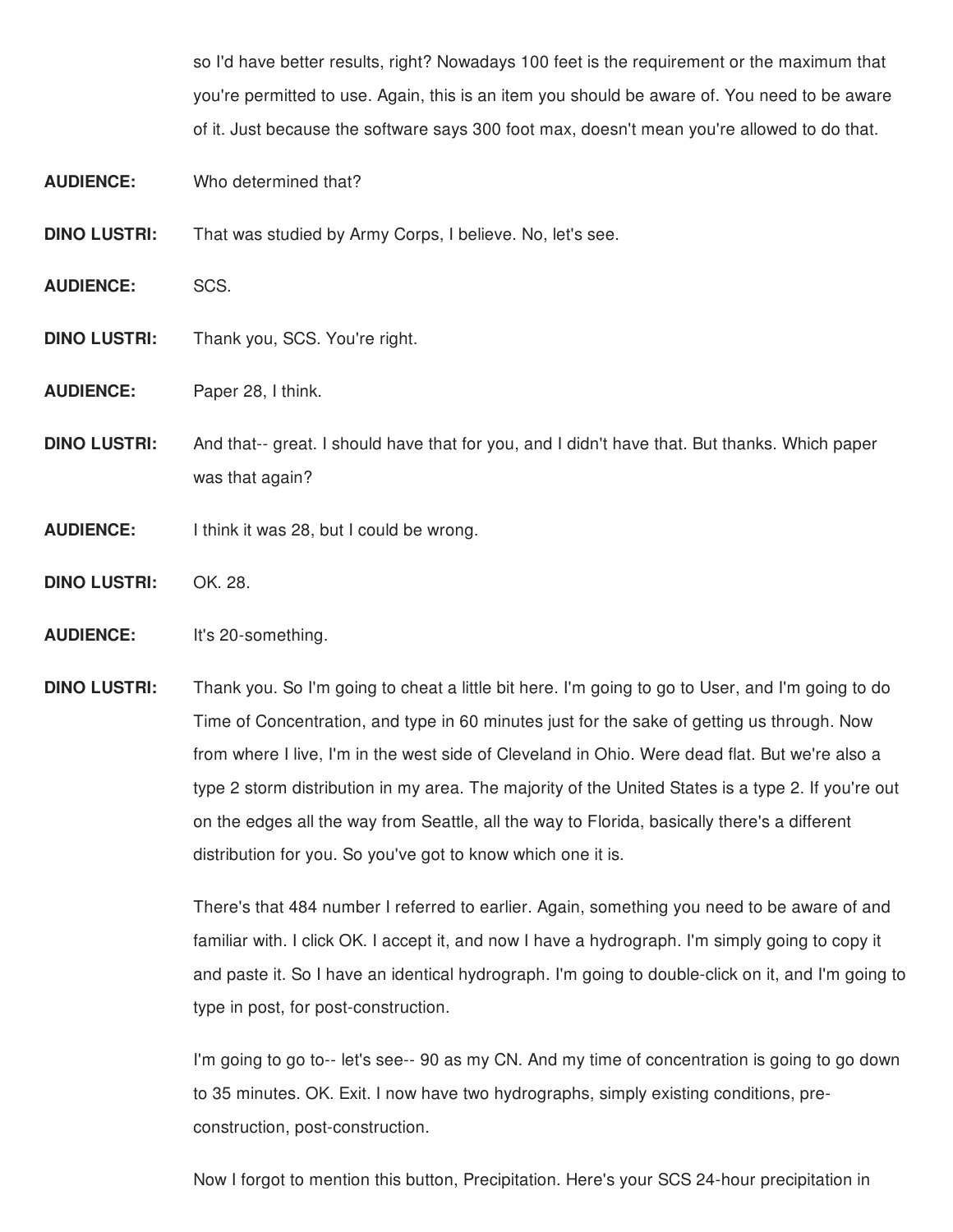so I'd have better results, right? Nowadays 100 feet is the requirement or the maximum that you're permitted to use. Again, this is an item you should be aware of. You need to be aware of it. Just because the software says 300 foot max, doesn't mean you're allowed to do that.

**AUDIENCE:** Who determined that?

**DINO LUSTRI:** That was studied by Army Corps, I believe. No, let's see.

**AUDIENCE:** SCS.

**DINO LUSTRI:** Thank you, SCS. You're right.

**AUDIENCE:** Paper 28, I think.

**DINO LUSTRI:** And that-- great. I should have that for you, and I didn't have that. But thanks. Which paper was that again?

**AUDIENCE:** I think it was 28, but I could be wrong.

**DINO LUSTRI:** OK. 28.

**AUDIENCE:** It's 20-something.

**DINO LUSTRI:** Thank you. So I'm going to cheat a little bit here. I'm going to go to User, and I'm going to do Time of Concentration, and type in 60 minutes just for the sake of getting us through. Now from where I live, I'm in the west side of Cleveland in Ohio. Were dead flat. But we're also a type 2 storm distribution in my area. The majority of the United States is a type 2. If you're out on the edges all the way from Seattle, all the way to Florida, basically there's a different distribution for you. So you've got to know which one it is.

There's that 484 number I referred to earlier. Again, something you need to be aware of and familiar with. I click OK. I accept it, and now I have a hydrograph. I'm simply going to copy it and paste it. So I have an identical hydrograph. I'm going to double-click on it, and I'm going to type in post, for post-construction.

I'm going to go to-- let's see-- 90 as my CN. And my time of concentration is going to go down to 35 minutes. OK. Exit. I now have two hydrographs, simply existing conditions, pre-construction, post-construction.

Now I forgot to mention this button, Precipitation. Here's your SCS 24-hour precipitation in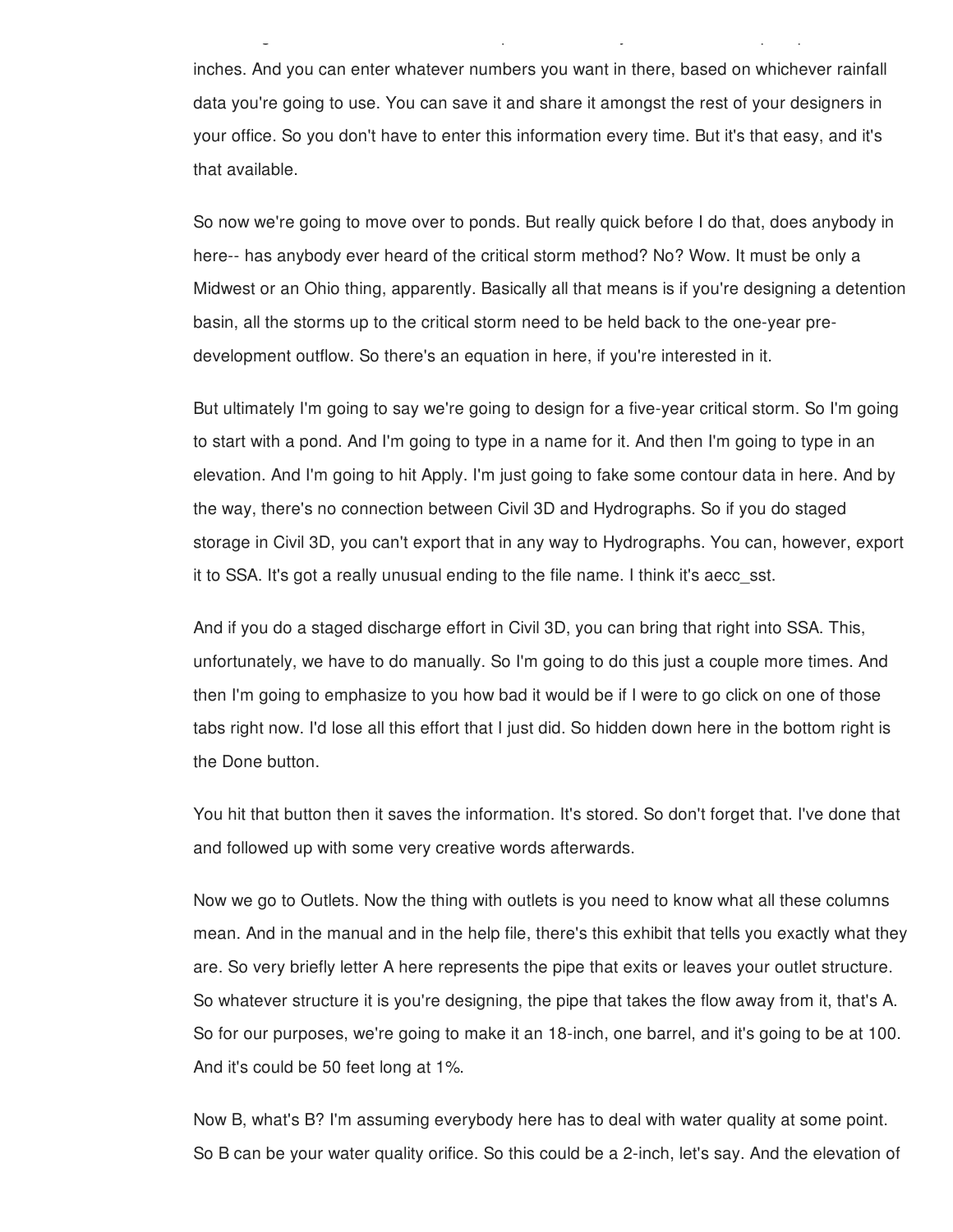inches. And you can enter whatever numbers you want in there, based on whichever rainfall data you're going to use. You can save it and share it amongst the rest of your designers in your office. So you don't have to enter this information every time. But it's that easy, and it's that available.

So now we're going to move over to ponds. But really quick before I do that, does anybody in here-- has anybody ever heard of the critical storm method? No? Wow. It must be only a Midwest or an Ohio thing, apparently. Basically all that means is if you're designing a detention basin, all the storms up to the critical storm need to be held back to the one-year pre-development outflow. So there's an equation in here, if you're interested in it.

But ultimately I'm going to say we're going to design for a five-year critical storm. So I'm going to start with a pond. And I'm going to type in a name for it. And then I'm going to type in an elevation. And I'm going to hit Apply. I'm just going to fake some contour data in here. And by the way, there's no connection between Civil 3D and Hydrographs. So if you do staged storage in Civil 3D, you can't export that in any way to Hydrographs. You can, however, export it to SSA. It's got a really unusual ending to the file name. I think it's aecc_sst.

And if you do a staged discharge effort in Civil 3D, you can bring that right into SSA. This, unfortunately, we have to do manually. So I'm going to do this just a couple more times. And then I'm going to emphasize to you how bad it would be if I were to go click on one of those tabs right now. I'd lose all this effort that I just did. So hidden down here in the bottom right is the Done button.

You hit that button then it saves the information. It's stored. So don't forget that. I've done that and followed up with some very creative words afterwards.

Now we go to Outlets. Now the thing with outlets is you need to know what all these columns mean. And in the manual and in the help file, there's this exhibit that tells you exactly what they are. So very briefly letter A here represents the pipe that exits or leaves your outlet structure. So whatever structure it is you're designing, the pipe that takes the flow away from it, that's A. So for our purposes, we're going to make it an 18-inch, one barrel, and it's going to be at 100. And it's could be 50 feet long at 1%.

Now B, what's B? I'm assuming everybody here has to deal with water quality at some point. So B can be your water quality orifice. So this could be a 2-inch, let's say. And the elevation of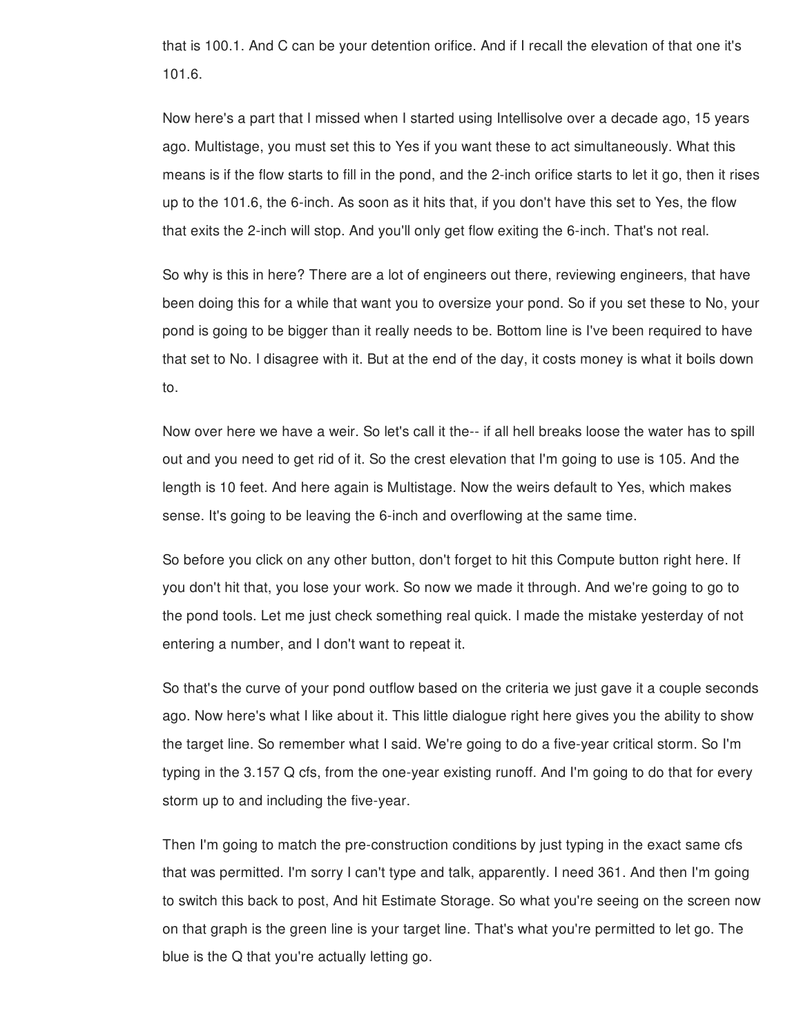that is 100.1. And C can be your detention orifice. And if I recall the elevation of that one it's 101.6.

Now here's a part that I missed when I started using Intellisolve over a decade ago, 15 years ago. Multistage, you must set this to Yes if you want these to act simultaneously. What this means is if the flow starts to fill in the pond, and the 2-inch orifice starts to let it go, then it rises up to the 101.6, the 6-inch. As soon as it hits that, if you don't have this set to Yes, the flow that exits the 2-inch will stop. And you'll only get flow exiting the 6-inch. That's not real.

So why is this in here? There are a lot of engineers out there, reviewing engineers, that have been doing this for a while that want you to oversize your pond. So if you set these to No, your pond is going to be bigger than it really needs to be. Bottom line is I've been required to have that set to No. I disagree with it. But at the end of the day, it costs money is what it boils down to.

Now over here we have a weir. So let's call it the-- if all hell breaks loose the water has to spill out and you need to get rid of it. So the crest elevation that I'm going to use is 105. And the length is 10 feet. And here again is Multistage. Now the weirs default to Yes, which makes sense. It's going to be leaving the 6-inch and overflowing at the same time.

So before you click on any other button, don't forget to hit this Compute button right here. If you don't hit that, you lose your work. So now we made it through. And we're going to go to the pond tools. Let me just check something real quick. I made the mistake yesterday of not entering a number, and I don't want to repeat it.

So that's the curve of your pond outflow based on the criteria we just gave it a couple seconds ago. Now here's what I like about it. This little dialogue right here gives you the ability to show the target line. So remember what I said. We're going to do a five-year critical storm. So I'm typing in the 3.157 Q cfs, from the one-year existing runoff. And I'm going to do that for every storm up to and including the five-year.

Then I'm going to match the pre-construction conditions by just typing in the exact same cfs that was permitted. I'm sorry I can't type and talk, apparently. I need 361. And then I'm going to switch this back to post, And hit Estimate Storage. So what you're seeing on the screen now on that graph is the green line is your target line. That's what you're permitted to let go. The blue is the Q that you're actually letting go.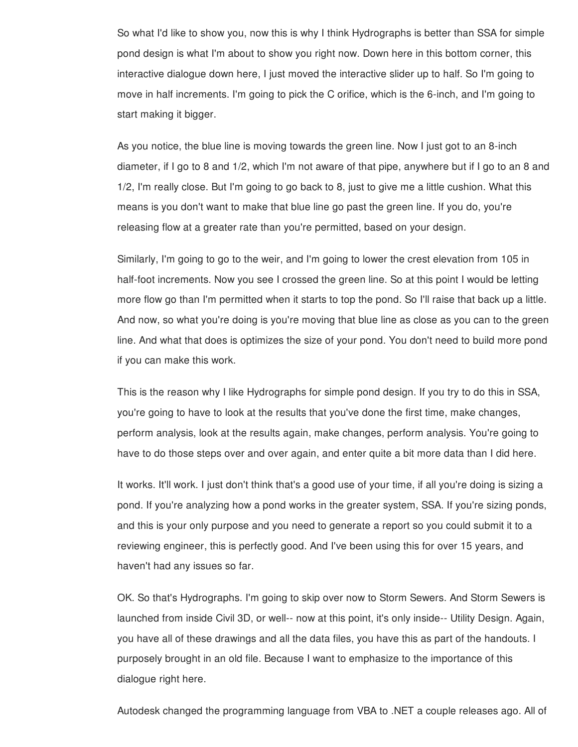So what I'd like to show you, now this is why I think Hydrographs is better than SSA for simple pond design is what I'm about to show you right now. Down here in this bottom corner, this interactive dialogue down here, I just moved the interactive slider up to half. So I'm going to move in half increments. I'm going to pick the C orifice, which is the 6-inch, and I'm going to start making it bigger.

As you notice, the blue line is moving towards the green line. Now I just got to an 8-inch diameter, if I go to 8 and 1/2, which I'm not aware of that pipe, anywhere but if I go to an 8 and 1/2, I'm really close. But I'm going to go back to 8, just to give me a little cushion. What this means is you don't want to make that blue line go past the green line. If you do, you're releasing flow at a greater rate than you're permitted, based on your design.

Similarly, I'm going to go to the weir, and I'm going to lower the crest elevation from 105 in half-foot increments. Now you see I crossed the green line. So at this point I would be letting more flow go than I'm permitted when it starts to top the pond. So I'll raise that back up a little. And now, so what you're doing is you're moving that blue line as close as you can to the green line. And what that does is optimizes the size of your pond. You don't need to build more pond if you can make this work.

This is the reason why I like Hydrographs for simple pond design. If you try to do this in SSA, you're going to have to look at the results that you've done the first time, make changes, perform analysis, look at the results again, make changes, perform analysis. You're going to have to do those steps over and over again, and enter quite a bit more data than I did here.

It works. It'll work. I just don't think that's a good use of your time, if all you're doing is sizing a pond. If you're analyzing how a pond works in the greater system, SSA. If you're sizing ponds, and this is your only purpose and you need to generate a report so you could submit it to a reviewing engineer, this is perfectly good. And I've been using this for over 15 years, and haven't had any issues so far.

OK. So that's Hydrographs. I'm going to skip over now to Storm Sewers. And Storm Sewers is launched from inside Civil 3D, or well-- now at this point, it's only inside-- Utility Design. Again, you have all of these drawings and all the data files, you have this as part of the handouts. I purposely brought in an old file. Because I want to emphasize to the importance of this dialogue right here.

Autodesk changed the programming language from VBA to .NET a couple releases ago. All of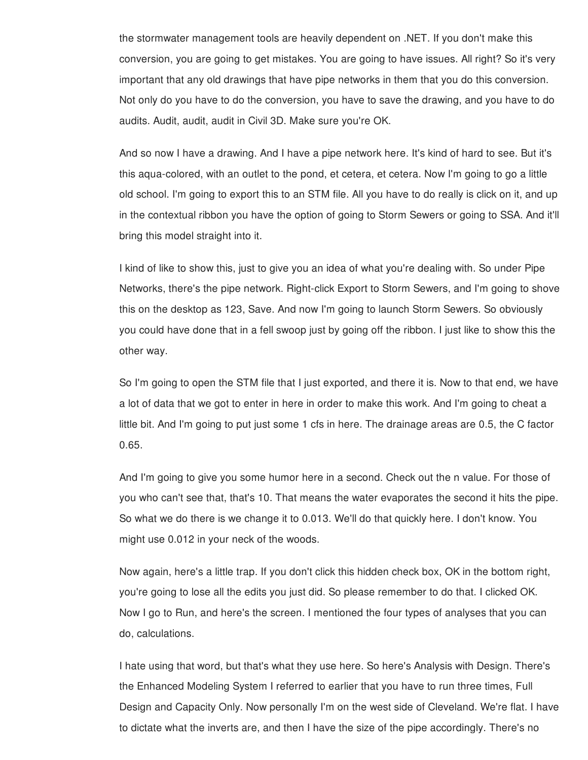the stormwater management tools are heavily dependent on .NET. If you don't make this conversion, you are going to get mistakes. You are going to have issues. All right? So it's very important that any old drawings that have pipe networks in them that you do this conversion. Not only do you have to do the conversion, you have to save the drawing, and you have to do audits. Audit, audit, audit in Civil 3D. Make sure you're OK.

And so now I have a drawing. And I have a pipe network here. It's kind of hard to see. But it's this aqua-colored, with an outlet to the pond, et cetera, et cetera. Now I'm going to go a little old school. I'm going to export this to an STM file. All you have to do really is click on it, and up in the contextual ribbon you have the option of going to Storm Sewers or going to SSA. And it'll bring this model straight into it.

I kind of like to show this, just to give you an idea of what you're dealing with. So under Pipe Networks, there's the pipe network. Right-click Export to Storm Sewers, and I'm going to shove this on the desktop as 123, Save. And now I'm going to launch Storm Sewers. So obviously you could have done that in a fell swoop just by going off the ribbon. I just like to show this the other way.

So I'm going to open the STM file that I just exported, and there it is. Now to that end, we have a lot of data that we got to enter in here in order to make this work. And I'm going to cheat a little bit. And I'm going to put just some 1 cfs in here. The drainage areas are 0.5, the C factor 0.65.

And I'm going to give you some humor here in a second. Check out the n value. For those of you who can't see that, that's 10. That means the water evaporates the second it hits the pipe. So what we do there is we change it to 0.013. We'll do that quickly here. I don't know. You might use 0.012 in your neck of the woods.

Now again, here's a little trap. If you don't click this hidden check box, OK in the bottom right, you're going to lose all the edits you just did. So please remember to do that. I clicked OK. Now I go to Run, and here's the screen. I mentioned the four types of analyses that you can do, calculations.

I hate using that word, but that's what they use here. So here's Analysis with Design. There's the Enhanced Modeling System I referred to earlier that you have to run three times, Full Design and Capacity Only. Now personally I'm on the west side of Cleveland. We're flat. I have to dictate what the inverts are, and then I have the size of the pipe accordingly. There's no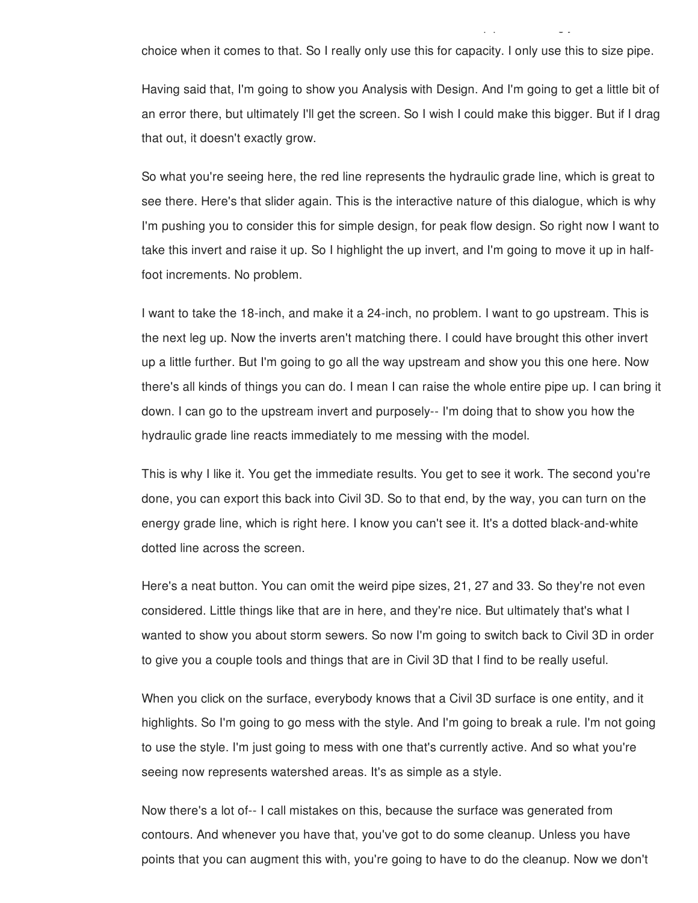choice when it comes to that. So I really only use this for capacity. I only use this to size pipe.

Having said that, I'm going to show you Analysis with Design. And I'm going to get a little bit of an error there, but ultimately I'll get the screen. So I wish I could make this bigger. But if I drag that out, it doesn't exactly grow.

So what you're seeing here, the red line represents the hydraulic grade line, which is great to see there. Here's that slider again. This is the interactive nature of this dialogue, which is why I'm pushing you to consider this for simple design, for peak flow design. So right now I want to take this invert and raise it up. So I highlight the up invert, and I'm going to move it up in half-foot increments. No problem.

I want to take the 18-inch, and make it a 24-inch, no problem. I want to go upstream. This is the next leg up. Now the inverts aren't matching there. I could have brought this other invert up a little further. But I'm going to go all the way upstream and show you this one here. Now there's all kinds of things you can do. I mean I can raise the whole entire pipe up. I can bring it down. I can go to the upstream invert and purposely-- I'm doing that to show you how the hydraulic grade line reacts immediately to me messing with the model.

This is why I like it. You get the immediate results. You get to see it work. The second you're done, you can export this back into Civil 3D. So to that end, by the way, you can turn on the energy grade line, which is right here. I know you can't see it. It's a dotted black-and-white dotted line across the screen.

Here's a neat button. You can omit the weird pipe sizes, 21, 27 and 33. So they're not even considered. Little things like that are in here, and they're nice. But ultimately that's what I wanted to show you about storm sewers. So now I'm going to switch back to Civil 3D in order to give you a couple tools and things that are in Civil 3D that I find to be really useful.

When you click on the surface, everybody knows that a Civil 3D surface is one entity, and it highlights. So I'm going to go mess with the style. And I'm going to break a rule. I'm not going to use the style. I'm just going to mess with one that's currently active. And so what you're seeing now represents watershed areas. It's as simple as a style.

Now there's a lot of-- I call mistakes on this, because the surface was generated from contours. And whenever you have that, you've got to do some cleanup. Unless you have points that you can augment this with, you're going to have to do the cleanup. Now we don't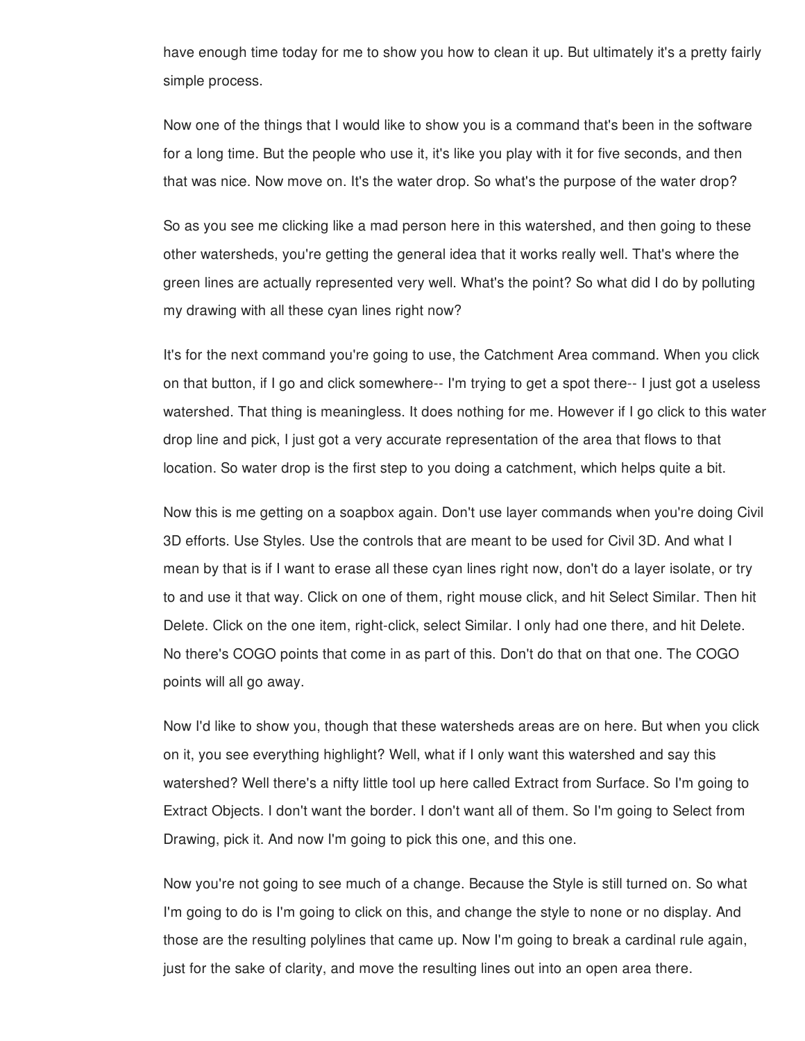have enough time today for me to show you how to clean it up. But ultimately it's a pretty fairly simple process.

Now one of the things that I would like to show you is a command that's been in the software for a long time. But the people who use it, it's like you play with it for five seconds, and then that was nice. Now move on. It's the water drop. So what's the purpose of the water drop?

So as you see me clicking like a mad person here in this watershed, and then going to these other watersheds, you're getting the general idea that it works really well. That's where the green lines are actually represented very well. What's the point? So what did I do by polluting my drawing with all these cyan lines right now?

It's for the next command you're going to use, the Catchment Area command. When you click on that button, if I go and click somewhere-- I'm trying to get a spot there-- I just got a useless watershed. That thing is meaningless. It does nothing for me. However if I go click to this water drop line and pick, I just got a very accurate representation of the area that flows to that location. So water drop is the first step to you doing a catchment, which helps quite a bit.

Now this is me getting on a soapbox again. Don't use layer commands when you're doing Civil 3D efforts. Use Styles. Use the controls that are meant to be used for Civil 3D. And what I mean by that is if I want to erase all these cyan lines right now, don't do a layer isolate, or try to and use it that way. Click on one of them, right mouse click, and hit Select Similar. Then hit Delete. Click on the one item, right-click, select Similar. I only had one there, and hit Delete. No there's COGO points that come in as part of this. Don't do that on that one. The COGO points will all go away.

Now I'd like to show you, though that these watersheds areas are on here. But when you click on it, you see everything highlight? Well, what if I only want this watershed and say this watershed? Well there's a nifty little tool up here called Extract from Surface. So I'm going to Extract Objects. I don't want the border. I don't want all of them. So I'm going to Select from Drawing, pick it. And now I'm going to pick this one, and this one.

Now you're not going to see much of a change. Because the Style is still turned on. So what I'm going to do is I'm going to click on this, and change the style to none or no display. And those are the resulting polylines that came up. Now I'm going to break a cardinal rule again, just for the sake of clarity, and move the resulting lines out into an open area there.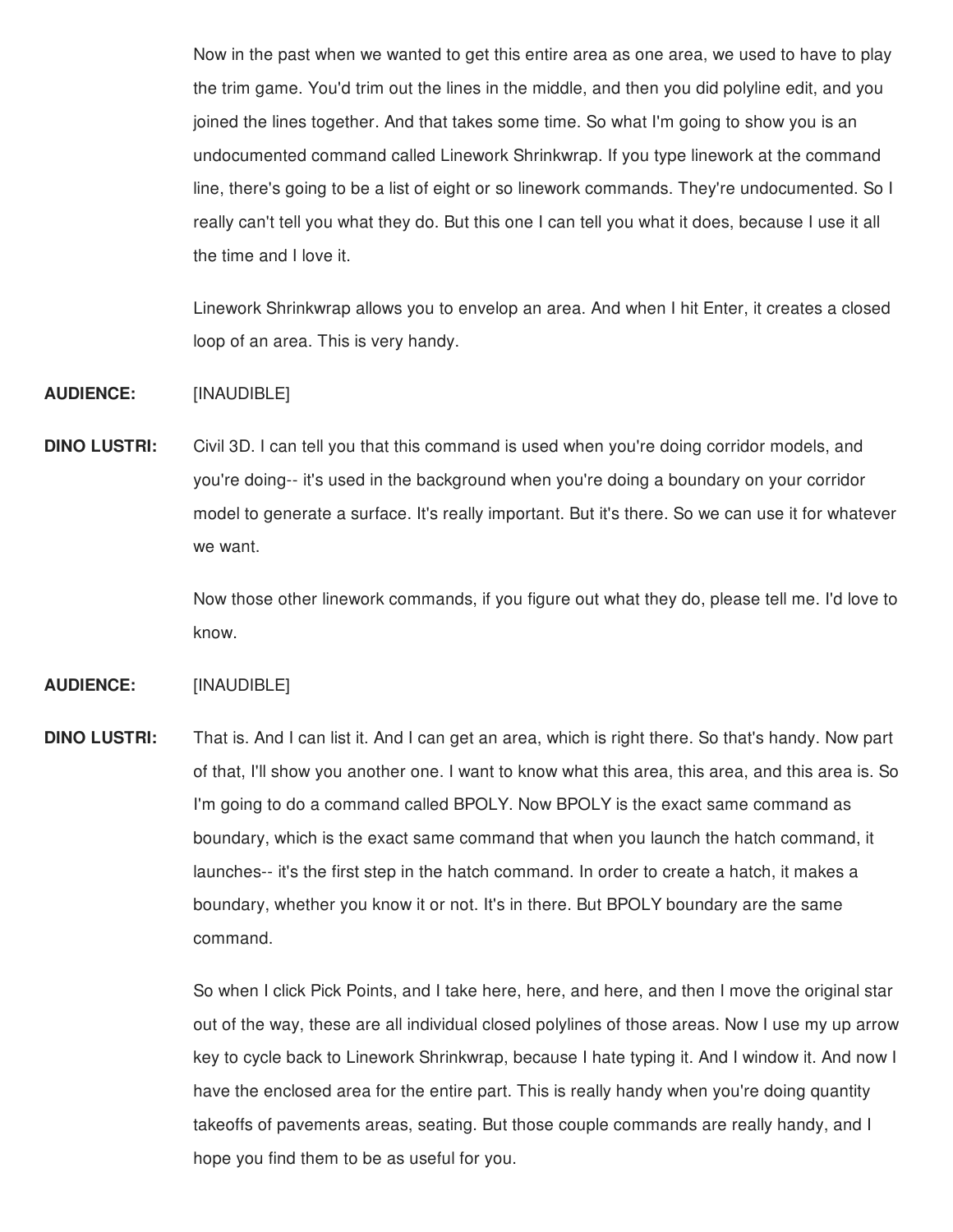Now in the past when we wanted to get this entire area as one area, we used to have to play the trim game. You'd trim out the lines in the middle, and then you did polyline edit, and you joined the lines together. And that takes some time. So what I'm going to show you is an undocumented command called Linework Shrinkwrap. If you type linework at the command line, there's going to be a list of eight or so linework commands. They're undocumented. So I really can't tell you what they do. But this one I can tell you what it does, because I use it all the time and I love it.

Linework Shrinkwrap allows you to envelop an area. And when I hit Enter, it creates a closed loop of an area. This is very handy.

**AUDIENCE:** [INAUDIBLE]

**DINO LUSTRI:** Civil 3D. I can tell you that this command is used when you're doing corridor models, and you're doing-- it's used in the background when you're doing a boundary on your corridor model to generate a surface. It's really important. But it's there. So we can use it for whatever we want.

Now those other linework commands, if you figure out what they do, please tell me. I'd love to know.

**AUDIENCE:** [INAUDIBLE]

**DINO LUSTRI:** That is. And I can list it. And I can get an area, which is right there. So that's handy. Now part of that, I'll show you another one. I want to know what this area, this area, and this area is. So I'm going to do a command called BPOLY. Now BPOLY is the exact same command as boundary, which is the exact same command that when you launch the hatch command, it launches-- it's the first step in the hatch command. In order to create a hatch, it makes a boundary, whether you know it or not. It's in there. But BPOLY boundary are the same command.

So when I click Pick Points, and I take here, here, and here, and then I move the original star out of the way, these are all individual closed polylines of those areas. Now I use my up arrow key to cycle back to Linework Shrinkwrap, because I hate typing it. And I window it. And now I have the enclosed area for the entire part. This is really handy when you're doing quantity takeoffs of pavements areas, seating. But those couple commands are really handy, and I hope you find them to be as useful for you.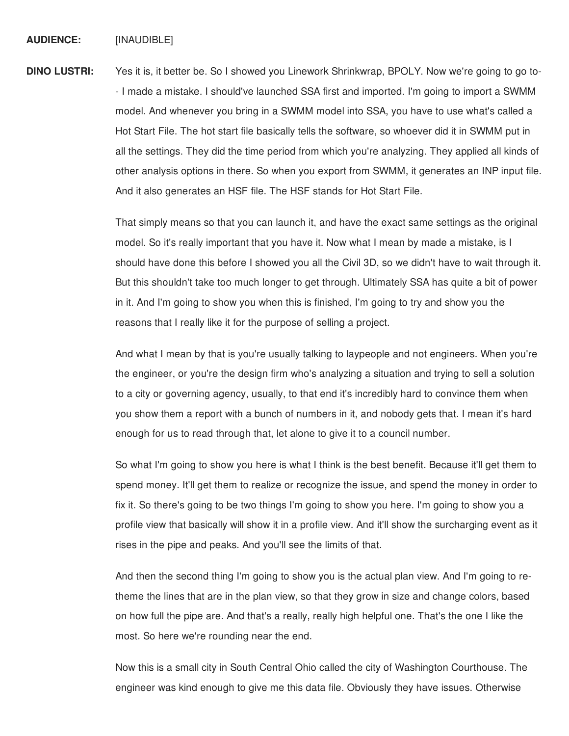**AUDIENCE:** [INAUDIBLE]

**DINO LUSTRI:** Yes it is, it better be. So I showed you Linework Shrinkwrap, BPOLY. Now we're going to go to-- I made a mistake. I should've launched SSA first and imported. I'm going to import a SWMM model. And whenever you bring in a SWMM model into SSA, you have to use what's called a Hot Start File. The hot start file basically tells the software, so whoever did it in SWMM put in all the settings. They did the time period from which you're analyzing. They applied all kinds of other analysis options in there. So when you export from SWMM, it generates an INP input file. And it also generates an HSF file. The HSF stands for Hot Start File.

That simply means so that you can launch it, and have the exact same settings as the original model. So it's really important that you have it. Now what I mean by made a mistake, is I should have done this before I showed you all the Civil 3D, so we didn't have to wait through it. But this shouldn't take too much longer to get through. Ultimately SSA has quite a bit of power in it. And I'm going to show you when this is finished, I'm going to try and show you the reasons that I really like it for the purpose of selling a project.

And what I mean by that is you're usually talking to laypeople and not engineers. When you're the engineer, or you're the design firm who's analyzing a situation and trying to sell a solution to a city or governing agency, usually, to that end it's incredibly hard to convince them when you show them a report with a bunch of numbers in it, and nobody gets that. I mean it's hard enough for us to read through that, let alone to give it to a council number.

So what I'm going to show you here is what I think is the best benefit. Because it'll get them to spend money. It'll get them to realize or recognize the issue, and spend the money in order to fix it. So there's going to be two things I'm going to show you here. I'm going to show you a profile view that basically will show it in a profile view. And it'll show the surcharging event as it rises in the pipe and peaks. And you'll see the limits of that.

And then the second thing I'm going to show you is the actual plan view. And I'm going to re-theme the lines that are in the plan view, so that they grow in size and change colors, based on how full the pipe are. And that's a really, really high helpful one. That's the one I like the most. So here we're rounding near the end.

Now this is a small city in South Central Ohio called the city of Washington Courthouse. The engineer was kind enough to give me this data file. Obviously they have issues. Otherwise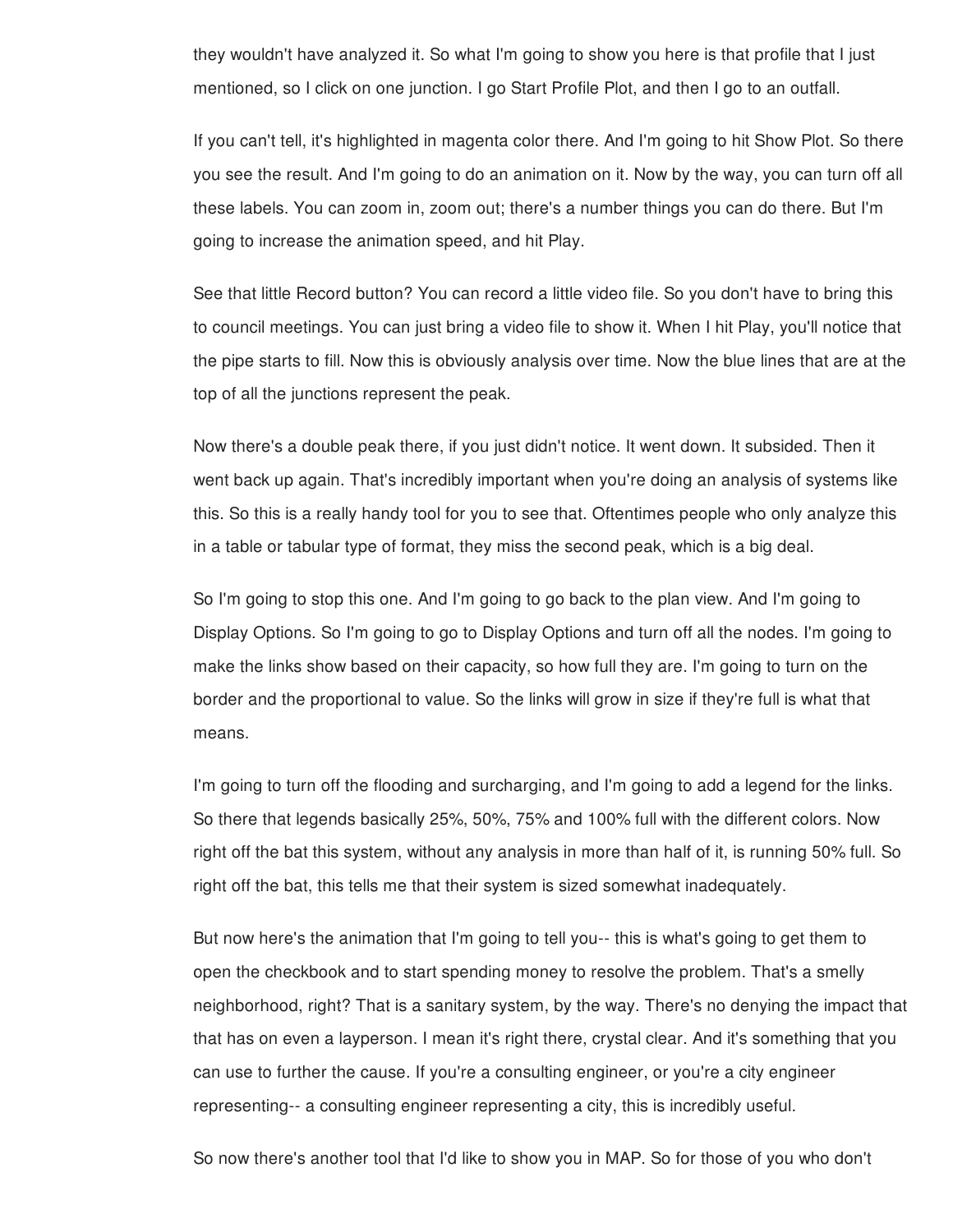they wouldn't have analyzed it. So what I'm going to show you here is that profile that I just mentioned, so I click on one junction. I go Start Profile Plot, and then I go to an outfall.

If you can't tell, it's highlighted in magenta color there. And I'm going to hit Show Plot. So there you see the result. And I'm going to do an animation on it. Now by the way, you can turn off all these labels. You can zoom in, zoom out; there's a number things you can do there. But I'm going to increase the animation speed, and hit Play.

See that little Record button? You can record a little video file. So you don't have to bring this to council meetings. You can just bring a video file to show it. When I hit Play, you'll notice that the pipe starts to fill. Now this is obviously analysis over time. Now the blue lines that are at the top of all the junctions represent the peak.

Now there's a double peak there, if you just didn't notice. It went down. It subsided. Then it went back up again. That's incredibly important when you're doing an analysis of systems like this. So this is a really handy tool for you to see that. Oftentimes people who only analyze this in a table or tabular type of format, they miss the second peak, which is a big deal.

So I'm going to stop this one. And I'm going to go back to the plan view. And I'm going to Display Options. So I'm going to go to Display Options and turn off all the nodes. I'm going to make the links show based on their capacity, so how full they are. I'm going to turn on the border and the proportional to value. So the links will grow in size if they're full is what that means.

I'm going to turn off the flooding and surcharging, and I'm going to add a legend for the links. So there that legends basically 25%, 50%, 75% and 100% full with the different colors. Now right off the bat this system, without any analysis in more than half of it, is running 50% full. So right off the bat, this tells me that their system is sized somewhat inadequately.

But now here's the animation that I'm going to tell you-- this is what's going to get them to open the checkbook and to start spending money to resolve the problem. That's a smelly neighborhood, right? That is a sanitary system, by the way. There's no denying the impact that that has on even a layperson. I mean it's right there, crystal clear. And it's something that you can use to further the cause. If you're a consulting engineer, or you're a city engineer representing-- a consulting engineer representing a city, this is incredibly useful.

So now there's another tool that I'd like to show you in MAP. So for those of you who don't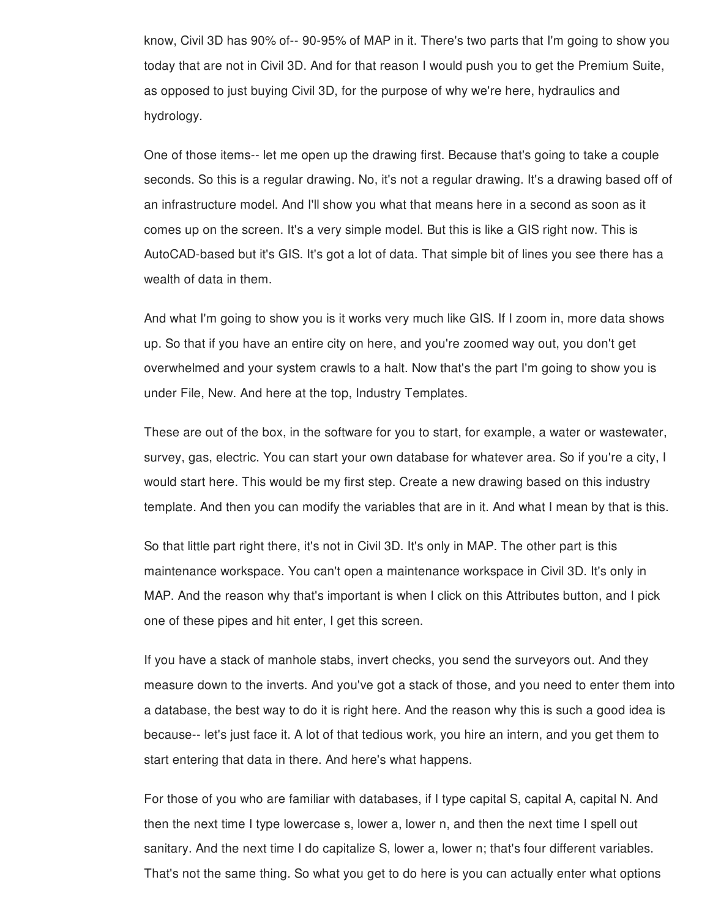know, Civil 3D has 90% of-- 90-95% of MAP in it. There's two parts that I'm going to show you today that are not in Civil 3D. And for that reason I would push you to get the Premium Suite, as opposed to just buying Civil 3D, for the purpose of why we're here, hydraulics and hydrology.

One of those items-- let me open up the drawing first. Because that's going to take a couple seconds. So this is a regular drawing. No, it's not a regular drawing. It's a drawing based off of an infrastructure model. And I'll show you what that means here in a second as soon as it comes up on the screen. It's a very simple model. But this is like a GIS right now. This is AutoCAD-based but it's GIS. It's got a lot of data. That simple bit of lines you see there has a wealth of data in them.

And what I'm going to show you is it works very much like GIS. If I zoom in, more data shows up. So that if you have an entire city on here, and you're zoomed way out, you don't get overwhelmed and your system crawls to a halt. Now that's the part I'm going to show you is under File, New. And here at the top, Industry Templates.

These are out of the box, in the software for you to start, for example, a water or wastewater, survey, gas, electric. You can start your own database for whatever area. So if you're a city, I would start here. This would be my first step. Create a new drawing based on this industry template. And then you can modify the variables that are in it. And what I mean by that is this.

So that little part right there, it's not in Civil 3D. It's only in MAP. The other part is this maintenance workspace. You can't open a maintenance workspace in Civil 3D. It's only in MAP. And the reason why that's important is when I click on this Attributes button, and I pick one of these pipes and hit enter, I get this screen.

If you have a stack of manhole stabs, invert checks, you send the surveyors out. And they measure down to the inverts. And you've got a stack of those, and you need to enter them into a database, the best way to do it is right here. And the reason why this is such a good idea is because-- let's just face it. A lot of that tedious work, you hire an intern, and you get them to start entering that data in there. And here's what happens.

For those of you who are familiar with databases, if I type capital S, capital A, capital N. And then the next time I type lowercase s, lower a, lower n, and then the next time I spell out sanitary. And the next time I do capitalize S, lower a, lower n; that's four different variables. That's not the same thing. So what you get to do here is you can actually enter what options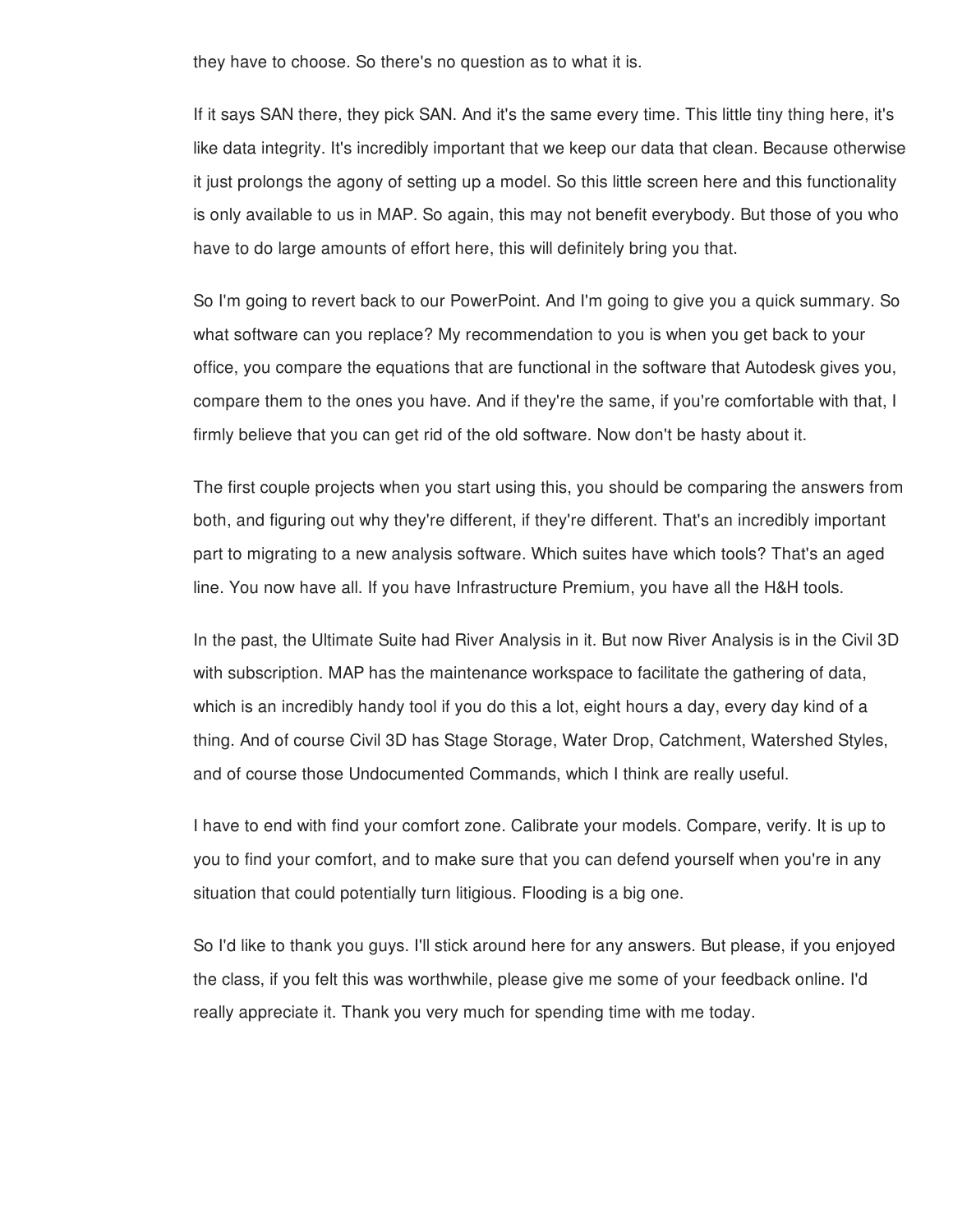they have to choose. So there's no question as to what it is.

If it says SAN there, they pick SAN. And it's the same every time. This little tiny thing here, it's like data integrity. It's incredibly important that we keep our data that clean. Because otherwise it just prolongs the agony of setting up a model. So this little screen here and this functionality is only available to us in MAP. So again, this may not benefit everybody. But those of you who have to do large amounts of effort here, this will definitely bring you that.

So I'm going to revert back to our PowerPoint. And I'm going to give you a quick summary. So what software can you replace? My recommendation to you is when you get back to your office, you compare the equations that are functional in the software that Autodesk gives you, compare them to the ones you have. And if they're the same, if you're comfortable with that, I firmly believe that you can get rid of the old software. Now don't be hasty about it.

The first couple projects when you start using this, you should be comparing the answers from both, and figuring out why they're different, if they're different. That's an incredibly important part to migrating to a new analysis software. Which suites have which tools? That's an aged line. You now have all. If you have Infrastructure Premium, you have all the H&H tools.

In the past, the Ultimate Suite had River Analysis in it. But now River Analysis is in the Civil 3D with subscription. MAP has the maintenance workspace to facilitate the gathering of data, which is an incredibly handy tool if you do this a lot, eight hours a day, every day kind of a thing. And of course Civil 3D has Stage Storage, Water Drop, Catchment, Watershed Styles, and of course those Undocumented Commands, which I think are really useful.

I have to end with find your comfort zone. Calibrate your models. Compare, verify. It is up to you to find your comfort, and to make sure that you can defend yourself when you're in any situation that could potentially turn litigious. Flooding is a big one.

So I'd like to thank you guys. I'll stick around here for any answers. But please, if you enjoyed the class, if you felt this was worthwhile, please give me some of your feedback online. I'd really appreciate it. Thank you very much for spending time with me today.